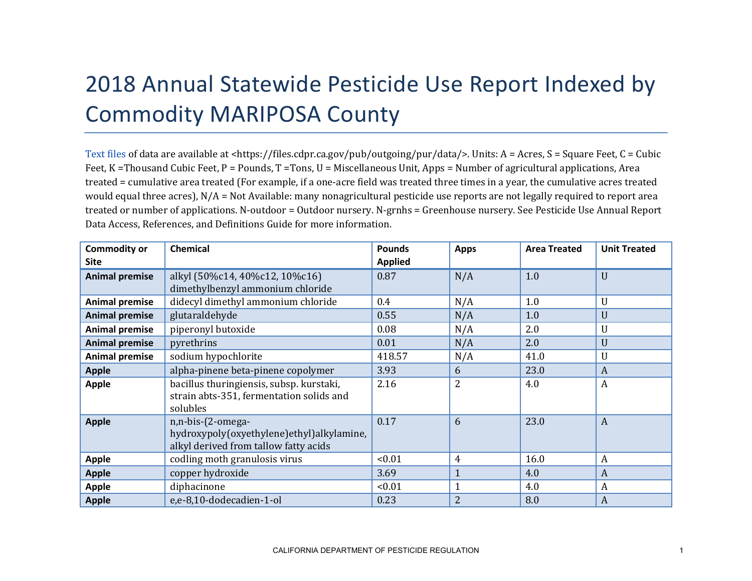# 2018 Annual Statewide Pesticide Use Report Indexed by Commodity MARIPOSA County

Text files of data are available at <https://files.cdpr.ca.gov/pub/outgoing/pur/data/>. Units: A = Acres, S = Square Feet, C = Cubic Feet, K =Thousand Cubic Feet, P = Pounds, T =Tons, U = Miscellaneous Unit, Apps = Number of agricultural applications, Area treated = cumulative area treated (For example, if a one-acre field was treated three times in a year, the cumulative acres treated would equal three acres), N/A = Not Available: many nonagricultural pesticide use reports are not legally required to report area treated or number of applications. N-outdoor = Outdoor nursery. N-grnhs = Greenhouse nursery. See Pesticide Use Annual Report Data Access, References, and Definitions Guide for more information.

| Commodity or Site | Chemical | Pounds Applied | Apps | Area Treated | Unit Treated |
|---|---|---|---|---|---|
| **Animal premise** | alkyl (50%c14, 40%c12, 10%c16) dimethylbenzyl ammonium chloride | 0.87 | N/A | 1.0 | U |
| **Animal premise** | didecyl dimethyl ammonium chloride | 0.4 | N/A | 1.0 | U |
| **Animal premise** | glutaraldehyde | 0.55 | N/A | 1.0 | U |
| **Animal premise** | piperonyl butoxide | 0.08 | N/A | 2.0 | U |
| **Animal premise** | pyrethrins | 0.01 | N/A | 2.0 | U |
| **Animal premise** | sodium hypochlorite | 418.57 | N/A | 41.0 | U |
| **Apple** | alpha-pinene beta-pinene copolymer | 3.93 | 6 | 23.0 | A |
| **Apple** | bacillus thuringiensis, subsp. kurstaki, strain abts-351, fermentation solids and solubles | 2.16 | 2 | 4.0 | A |
| **Apple** | n,n-bis-(2-omega-hydroxypoly(oxyethylene)ethyl)alkylamine, alkyl derived from tallow fatty acids | 0.17 | 6 | 23.0 | A |
| **Apple** | codling moth granulosis virus | <0.01 | 4 | 16.0 | A |
| **Apple** | copper hydroxide | 3.69 | 1 | 4.0 | A |
| **Apple** | diphacinone | <0.01 | 1 | 4.0 | A |
| **Apple** | e,e-8,10-dodecadien-1-ol | 0.23 | 2 | 8.0 | A |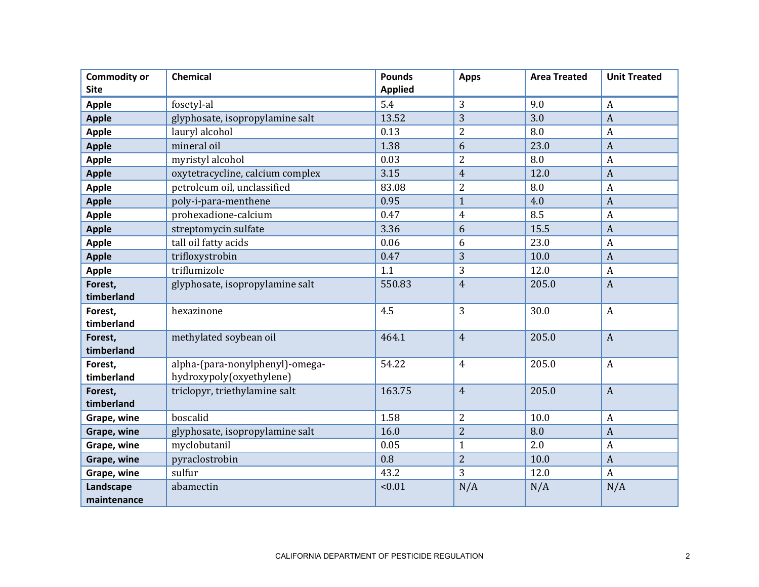| Commodity or Site | Chemical | Pounds Applied | Apps | Area Treated | Unit Treated |
|---|---|---|---|---|---|
| **Apple** | fosetyl-al | 5.4 | 3 | 9.0 | A |
| **Apple** | glyphosate, isopropylamine salt | 13.52 | 3 | 3.0 | A |
| **Apple** | lauryl alcohol | 0.13 | 2 | 8.0 | A |
| **Apple** | mineral oil | 1.38 | 6 | 23.0 | A |
| **Apple** | myristyl alcohol | 0.03 | 2 | 8.0 | A |
| **Apple** | oxytetracycline, calcium complex | 3.15 | 4 | 12.0 | A |
| **Apple** | petroleum oil, unclassified | 83.08 | 2 | 8.0 | A |
| **Apple** | poly-i-para-menthene | 0.95 | 1 | 4.0 | A |
| **Apple** | prohexadione-calcium | 0.47 | 4 | 8.5 | A |
| **Apple** | streptomycin sulfate | 3.36 | 6 | 15.5 | A |
| **Apple** | tall oil fatty acids | 0.06 | 6 | 23.0 | A |
| **Apple** | trifloxystrobin | 0.47 | 3 | 10.0 | A |
| **Apple** | triflumizole | 1.1 | 3 | 12.0 | A |
| **Forest, timberland** | glyphosate, isopropylamine salt | 550.83 | 4 | 205.0 | A |
| **Forest, timberland** | hexazinone | 4.5 | 3 | 30.0 | A |
| **Forest, timberland** | methylated soybean oil | 464.1 | 4 | 205.0 | A |
| **Forest, timberland** | alpha-(para-nonylphenyl)-omega-hydroxypoly(oxyethylene) | 54.22 | 4 | 205.0 | A |
| **Forest, timberland** | triclopyr, triethylamine salt | 163.75 | 4 | 205.0 | A |
| **Grape, wine** | boscalid | 1.58 | 2 | 10.0 | A |
| **Grape, wine** | glyphosate, isopropylamine salt | 16.0 | 2 | 8.0 | A |
| **Grape, wine** | myclobutanil | 0.05 | 1 | 2.0 | A |
| **Grape, wine** | pyraclostrobin | 0.8 | 2 | 10.0 | A |
| **Grape, wine** | sulfur | 43.2 | 3 | 12.0 | A |
| **Landscape maintenance** | abamectin | <0.01 | N/A | N/A | N/A |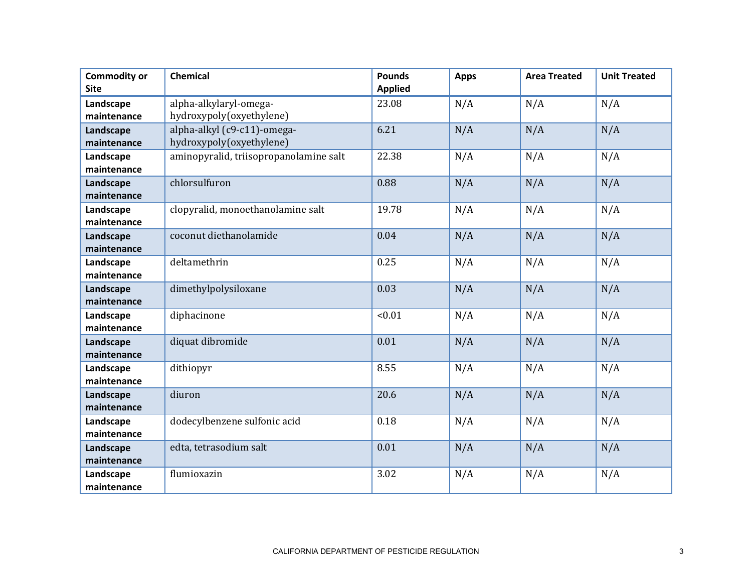| Commodity or Site | Chemical | Pounds Applied | Apps | Area Treated | Unit Treated |
|---|---|---|---|---|---|
| **Landscape maintenance** | alpha-alkylaryl-omega-hydroxypoly(oxyethylene) | 23.08 | N/A | N/A | N/A |
| **Landscape maintenance** | alpha-alkyl (c9-c11)-omega-hydroxypoly(oxyethylene) | 6.21 | N/A | N/A | N/A |
| **Landscape maintenance** | aminopyralid, triisopropanolamine salt | 22.38 | N/A | N/A | N/A |
| **Landscape maintenance** | chlorsulfuron | 0.88 | N/A | N/A | N/A |
| **Landscape maintenance** | clopyralid, monoethanolamine salt | 19.78 | N/A | N/A | N/A |
| **Landscape maintenance** | coconut diethanolamide | 0.04 | N/A | N/A | N/A |
| **Landscape maintenance** | deltamethrin | 0.25 | N/A | N/A | N/A |
| **Landscape maintenance** | dimethylpolysiloxane | 0.03 | N/A | N/A | N/A |
| **Landscape maintenance** | diphacinone | <0.01 | N/A | N/A | N/A |
| **Landscape maintenance** | diquat dibromide | 0.01 | N/A | N/A | N/A |
| **Landscape maintenance** | dithiopyr | 8.55 | N/A | N/A | N/A |
| **Landscape maintenance** | diuron | 20.6 | N/A | N/A | N/A |
| **Landscape maintenance** | dodecylbenzene sulfonic acid | 0.18 | N/A | N/A | N/A |
| **Landscape maintenance** | edta, tetrasodium salt | 0.01 | N/A | N/A | N/A |
| **Landscape maintenance** | flumioxazin | 3.02 | N/A | N/A | N/A |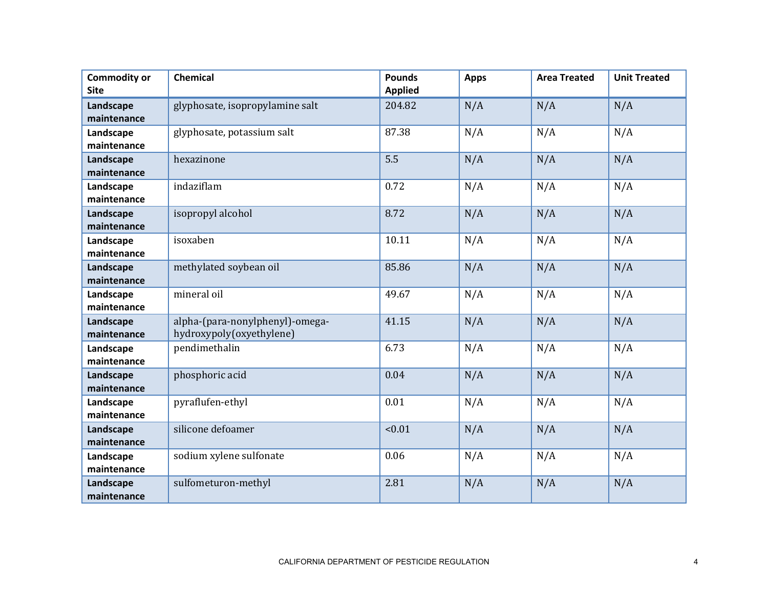| Commodity or Site | Chemical | Pounds Applied | Apps | Area Treated | Unit Treated |
|---|---|---|---|---|---|
| **Landscape maintenance** | glyphosate, isopropylamine salt | 204.82 | N/A | N/A | N/A |
| **Landscape maintenance** | glyphosate, potassium salt | 87.38 | N/A | N/A | N/A |
| **Landscape maintenance** | hexazinone | 5.5 | N/A | N/A | N/A |
| **Landscape maintenance** | indaziflam | 0.72 | N/A | N/A | N/A |
| **Landscape maintenance** | isopropyl alcohol | 8.72 | N/A | N/A | N/A |
| **Landscape maintenance** | isoxaben | 10.11 | N/A | N/A | N/A |
| **Landscape maintenance** | methylated soybean oil | 85.86 | N/A | N/A | N/A |
| **Landscape maintenance** | mineral oil | 49.67 | N/A | N/A | N/A |
| **Landscape maintenance** | alpha-(para-nonylphenyl)-omega-hydroxypoly(oxyethylene) | 41.15 | N/A | N/A | N/A |
| **Landscape maintenance** | pendimethalin | 6.73 | N/A | N/A | N/A |
| **Landscape maintenance** | phosphoric acid | 0.04 | N/A | N/A | N/A |
| **Landscape maintenance** | pyraflufen-ethyl | 0.01 | N/A | N/A | N/A |
| **Landscape maintenance** | silicone defoamer | <0.01 | N/A | N/A | N/A |
| **Landscape maintenance** | sodium xylene sulfonate | 0.06 | N/A | N/A | N/A |
| **Landscape maintenance** | sulfometuron-methyl | 2.81 | N/A | N/A | N/A |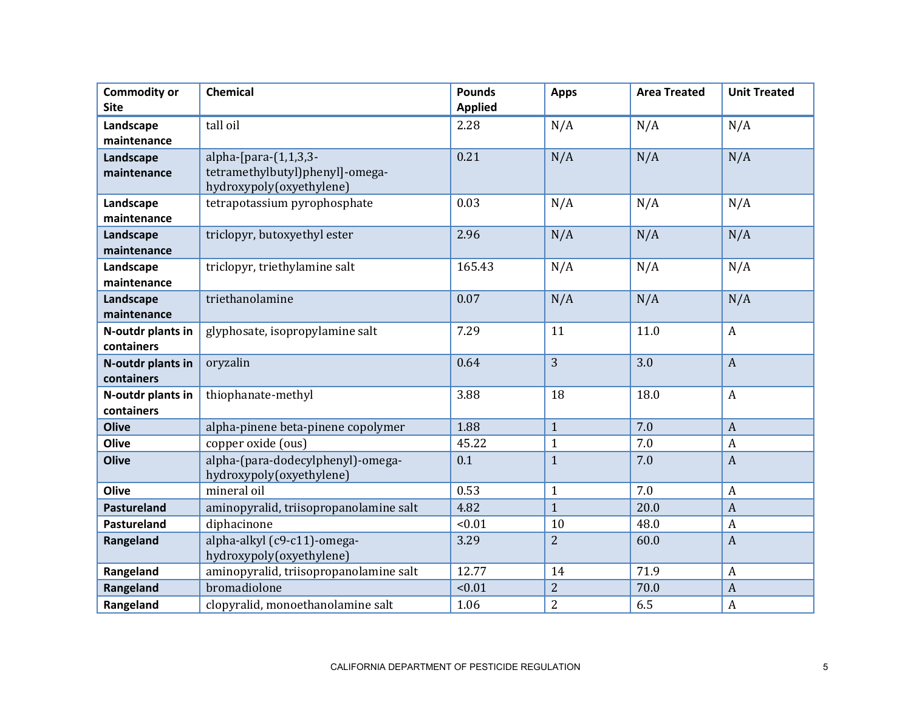| Commodity or Site | Chemical | Pounds Applied | Apps | Area Treated | Unit Treated |
|---|---|---|---|---|---|
| **Landscape maintenance** | tall oil | 2.28 | N/A | N/A | N/A |
| **Landscape maintenance** | alpha-[para-(1,1,3,3-tetramethylbutyl)phenyl]-omega-hydroxypoly(oxyethylene) | 0.21 | N/A | N/A | N/A |
| **Landscape maintenance** | tetrapotassium pyrophosphate | 0.03 | N/A | N/A | N/A |
| **Landscape maintenance** | triclopyr, butoxyethyl ester | 2.96 | N/A | N/A | N/A |
| **Landscape maintenance** | triclopyr, triethylamine salt | 165.43 | N/A | N/A | N/A |
| **Landscape maintenance** | triethanolamine | 0.07 | N/A | N/A | N/A |
| **N-outdr plants in containers** | glyphosate, isopropylamine salt | 7.29 | 11 | 11.0 | A |
| **N-outdr plants in containers** | oryzalin | 0.64 | 3 | 3.0 | A |
| **N-outdr plants in containers** | thiophanate-methyl | 3.88 | 18 | 18.0 | A |
| **Olive** | alpha-pinene beta-pinene copolymer | 1.88 | 1 | 7.0 | A |
| **Olive** | copper oxide (ous) | 45.22 | 1 | 7.0 | A |
| **Olive** | alpha-(para-dodecylphenyl)-omega-hydroxypoly(oxyethylene) | 0.1 | 1 | 7.0 | A |
| **Olive** | mineral oil | 0.53 | 1 | 7.0 | A |
| **Pastureland** | aminopyralid, triisopropanolamine salt | 4.82 | 1 | 20.0 | A |
| **Pastureland** | diphacinone | <0.01 | 10 | 48.0 | A |
| **Rangeland** | alpha-alkyl (c9-c11)-omega-hydroxypoly(oxyethylene) | 3.29 | 2 | 60.0 | A |
| **Rangeland** | aminopyralid, triisopropanolamine salt | 12.77 | 14 | 71.9 | A |
| **Rangeland** | bromadiolone | <0.01 | 2 | 70.0 | A |
| **Rangeland** | clopyralid, monoethanolamine salt | 1.06 | 2 | 6.5 | A |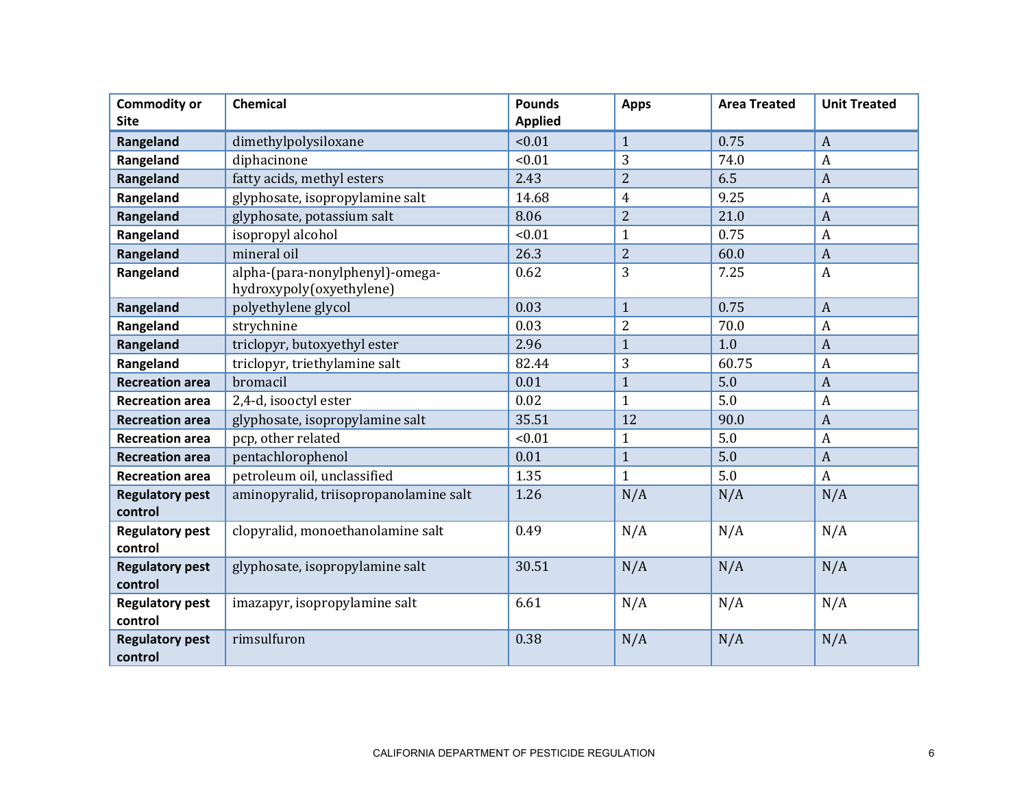| Commodity or Site | Chemical | Pounds Applied | Apps | Area Treated | Unit Treated |
|---|---|---|---|---|---|
| **Rangeland** | dimethylpolysiloxane | <0.01 | 1 | 0.75 | A |
| **Rangeland** | diphacinone | <0.01 | 3 | 74.0 | A |
| **Rangeland** | fatty acids, methyl esters | 2.43 | 2 | 6.5 | A |
| **Rangeland** | glyphosate, isopropylamine salt | 14.68 | 4 | 9.25 | A |
| **Rangeland** | glyphosate, potassium salt | 8.06 | 2 | 21.0 | A |
| **Rangeland** | isopropyl alcohol | <0.01 | 1 | 0.75 | A |
| **Rangeland** | mineral oil | 26.3 | 2 | 60.0 | A |
| **Rangeland** | alpha-(para-nonylphenyl)-omega-hydroxypoly(oxyethylene) | 0.62 | 3 | 7.25 | A |
| **Rangeland** | polyethylene glycol | 0.03 | 1 | 0.75 | A |
| **Rangeland** | strychnine | 0.03 | 2 | 70.0 | A |
| **Rangeland** | triclopyr, butoxyethyl ester | 2.96 | 1 | 1.0 | A |
| **Rangeland** | triclopyr, triethylamine salt | 82.44 | 3 | 60.75 | A |
| **Recreation area** | bromacil | 0.01 | 1 | 5.0 | A |
| **Recreation area** | 2,4-d, isooctyl ester | 0.02 | 1 | 5.0 | A |
| **Recreation area** | glyphosate, isopropylamine salt | 35.51 | 12 | 90.0 | A |
| **Recreation area** | pcp, other related | <0.01 | 1 | 5.0 | A |
| **Recreation area** | pentachlorophenol | 0.01 | 1 | 5.0 | A |
| **Recreation area** | petroleum oil, unclassified | 1.35 | 1 | 5.0 | A |
| **Regulatory pest control** | aminopyralid, triisopropanolamine salt | 1.26 | N/A | N/A | N/A |
| **Regulatory pest control** | clopyralid, monoethanolamine salt | 0.49 | N/A | N/A | N/A |
| **Regulatory pest control** | glyphosate, isopropylamine salt | 30.51 | N/A | N/A | N/A |
| **Regulatory pest control** | imazapyr, isopropylamine salt | 6.61 | N/A | N/A | N/A |
| **Regulatory pest control** | rimsulfuron | 0.38 | N/A | N/A | N/A |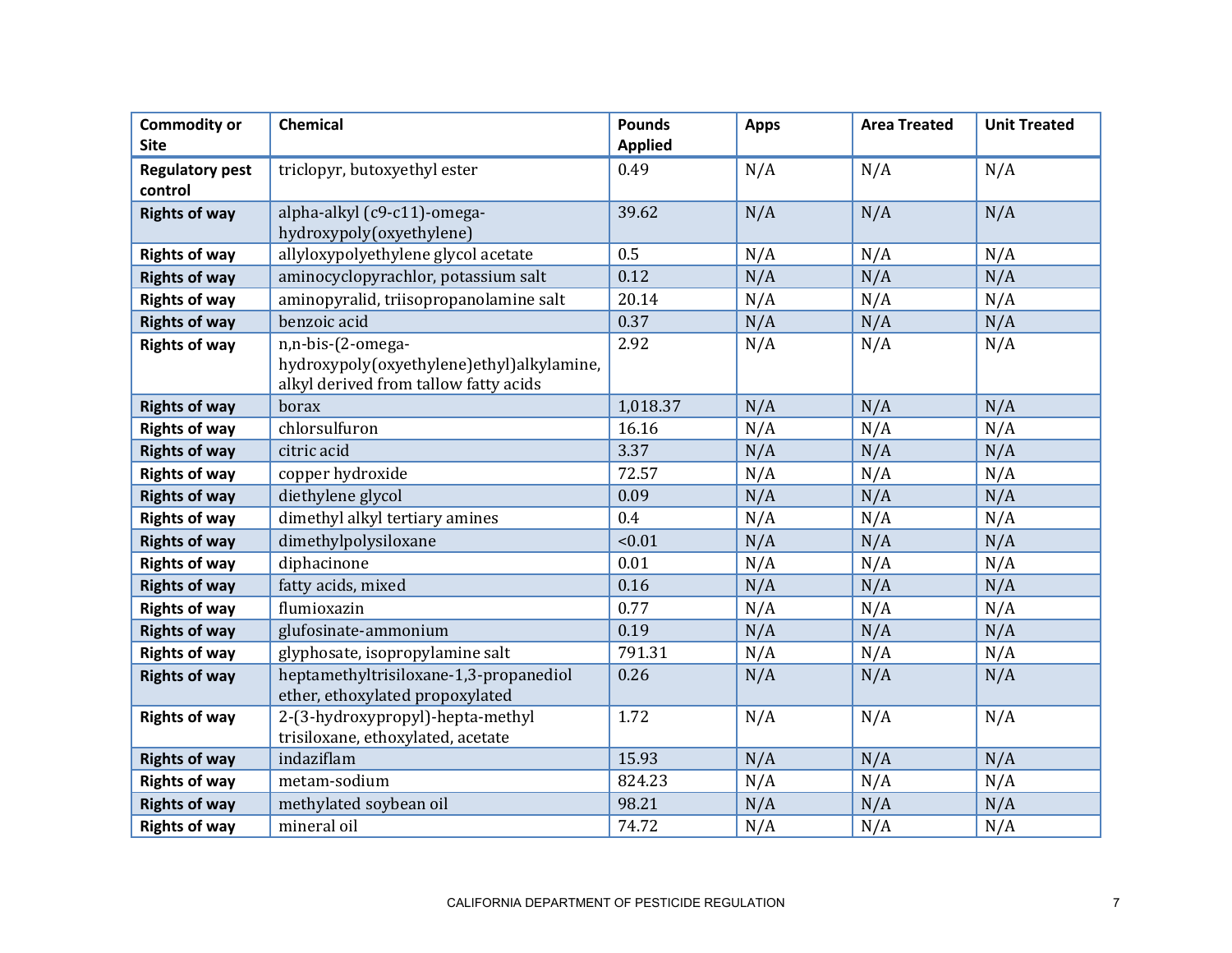| Commodity or Site | Chemical | Pounds Applied | Apps | Area Treated | Unit Treated |
|---|---|---|---|---|---|
| **Regulatory pest control** | triclopyr, butoxyethyl ester | 0.49 | N/A | N/A | N/A |
| **Rights of way** | alpha-alkyl (c9-c11)-omega-hydroxypoly(oxyethylene) | 39.62 | N/A | N/A | N/A |
| **Rights of way** | allyloxypolyethylene glycol acetate | 0.5 | N/A | N/A | N/A |
| **Rights of way** | aminocyclopyrachlor, potassium salt | 0.12 | N/A | N/A | N/A |
| **Rights of way** | aminopyralid, triisopropanolamine salt | 20.14 | N/A | N/A | N/A |
| **Rights of way** | benzoic acid | 0.37 | N/A | N/A | N/A |
| **Rights of way** | n,n-bis-(2-omega-hydroxypoly(oxyethylene)ethyl)alkylamine, alkyl derived from tallow fatty acids | 2.92 | N/A | N/A | N/A |
| **Rights of way** | borax | 1,018.37 | N/A | N/A | N/A |
| **Rights of way** | chlorsulfuron | 16.16 | N/A | N/A | N/A |
| **Rights of way** | citric acid | 3.37 | N/A | N/A | N/A |
| **Rights of way** | copper hydroxide | 72.57 | N/A | N/A | N/A |
| **Rights of way** | diethylene glycol | 0.09 | N/A | N/A | N/A |
| **Rights of way** | dimethyl alkyl tertiary amines | 0.4 | N/A | N/A | N/A |
| **Rights of way** | dimethylpolysiloxane | <0.01 | N/A | N/A | N/A |
| **Rights of way** | diphacinone | 0.01 | N/A | N/A | N/A |
| **Rights of way** | fatty acids, mixed | 0.16 | N/A | N/A | N/A |
| **Rights of way** | flumioxazin | 0.77 | N/A | N/A | N/A |
| **Rights of way** | glufosinate-ammonium | 0.19 | N/A | N/A | N/A |
| **Rights of way** | glyphosate, isopropylamine salt | 791.31 | N/A | N/A | N/A |
| **Rights of way** | heptamethyltrisiloxane-1,3-propanediol ether, ethoxylated propoxylated | 0.26 | N/A | N/A | N/A |
| **Rights of way** | 2-(3-hydroxypropyl)-hepta-methyl trisiloxane, ethoxylated, acetate | 1.72 | N/A | N/A | N/A |
| **Rights of way** | indaziflam | 15.93 | N/A | N/A | N/A |
| **Rights of way** | metam-sodium | 824.23 | N/A | N/A | N/A |
| **Rights of way** | methylated soybean oil | 98.21 | N/A | N/A | N/A |
| **Rights of way** | mineral oil | 74.72 | N/A | N/A | N/A |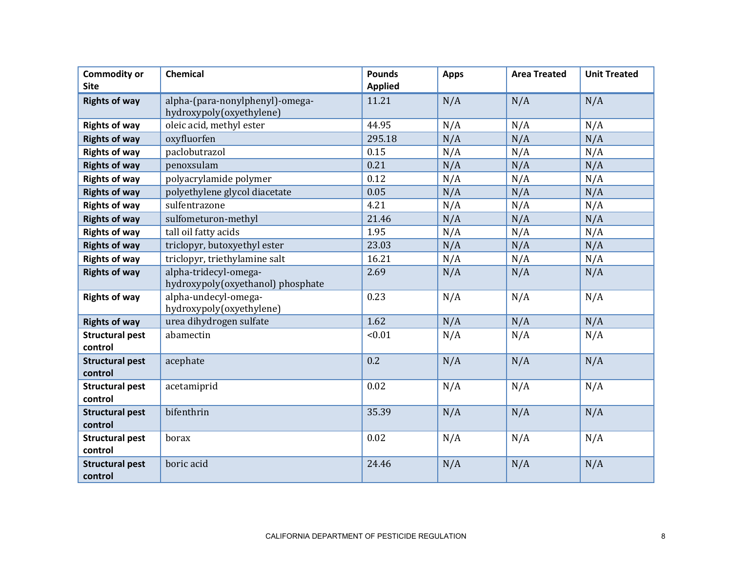| Commodity or Site | Chemical | Pounds Applied | Apps | Area Treated | Unit Treated |
|---|---|---|---|---|---|
| **Rights of way** | alpha-(para-nonylphenyl)-omega-hydroxypoly(oxyethylene) | 11.21 | N/A | N/A | N/A |
| **Rights of way** | oleic acid, methyl ester | 44.95 | N/A | N/A | N/A |
| **Rights of way** | oxyfluorfen | 295.18 | N/A | N/A | N/A |
| **Rights of way** | paclobutrazol | 0.15 | N/A | N/A | N/A |
| **Rights of way** | penoxsulam | 0.21 | N/A | N/A | N/A |
| **Rights of way** | polyacrylamide polymer | 0.12 | N/A | N/A | N/A |
| **Rights of way** | polyethylene glycol diacetate | 0.05 | N/A | N/A | N/A |
| **Rights of way** | sulfentrazone | 4.21 | N/A | N/A | N/A |
| **Rights of way** | sulfometuron-methyl | 21.46 | N/A | N/A | N/A |
| **Rights of way** | tall oil fatty acids | 1.95 | N/A | N/A | N/A |
| **Rights of way** | triclopyr, butoxyethyl ester | 23.03 | N/A | N/A | N/A |
| **Rights of way** | triclopyr, triethylamine salt | 16.21 | N/A | N/A | N/A |
| **Rights of way** | alpha-tridecyl-omega-hydroxypoly(oxyethanol) phosphate | 2.69 | N/A | N/A | N/A |
| **Rights of way** | alpha-undecyl-omega-hydroxypoly(oxyethylene) | 0.23 | N/A | N/A | N/A |
| **Rights of way** | urea dihydrogen sulfate | 1.62 | N/A | N/A | N/A |
| **Structural pest control** | abamectin | <0.01 | N/A | N/A | N/A |
| **Structural pest control** | acephate | 0.2 | N/A | N/A | N/A |
| **Structural pest control** | acetamiprid | 0.02 | N/A | N/A | N/A |
| **Structural pest control** | bifenthrin | 35.39 | N/A | N/A | N/A |
| **Structural pest control** | borax | 0.02 | N/A | N/A | N/A |
| **Structural pest control** | boric acid | 24.46 | N/A | N/A | N/A |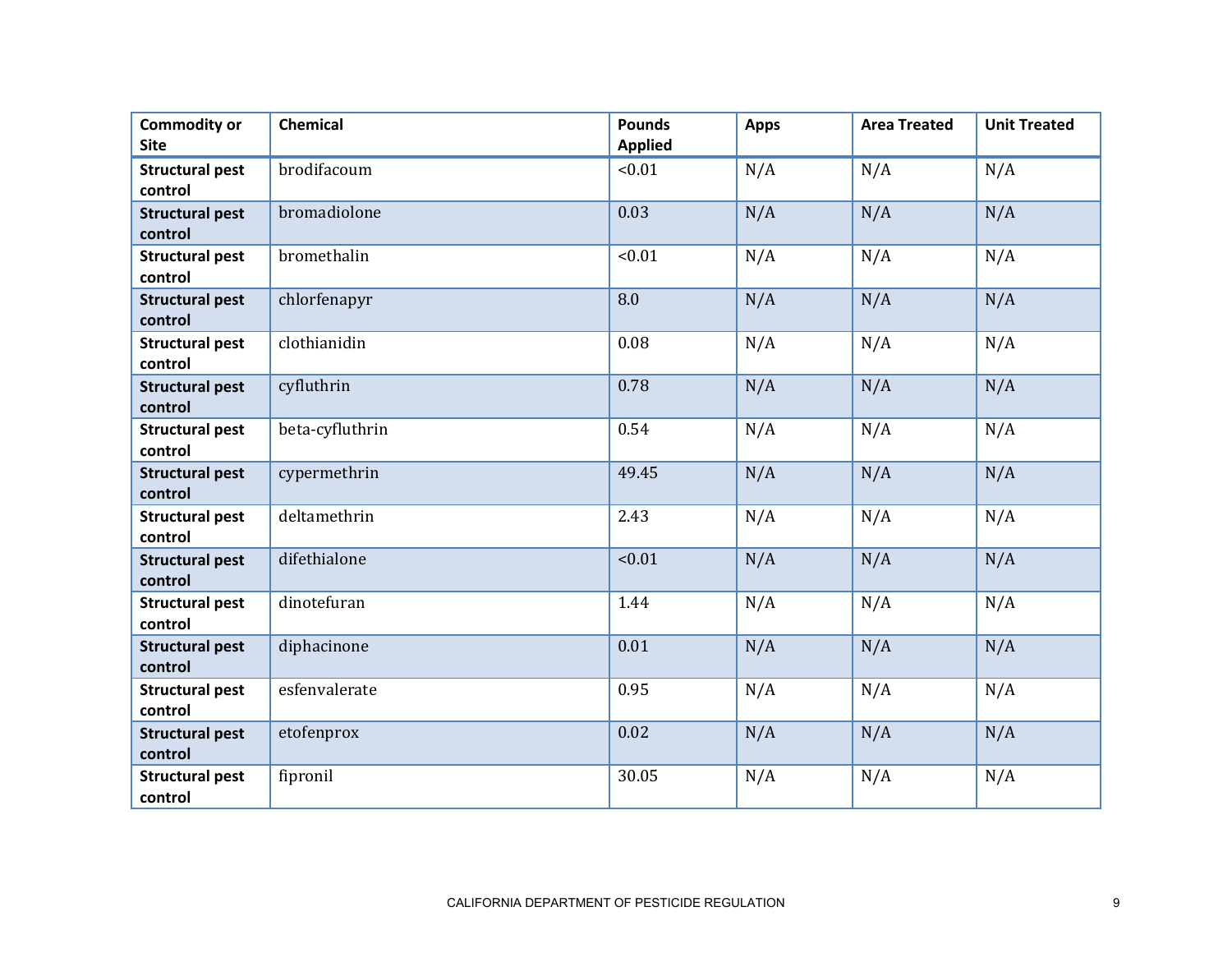| Commodity or Site | Chemical | Pounds Applied | Apps | Area Treated | Unit Treated |
|---|---|---|---|---|---|
| **Structural pest control** | brodifacoum | <0.01 | N/A | N/A | N/A |
| **Structural pest control** | bromadiolone | 0.03 | N/A | N/A | N/A |
| **Structural pest control** | bromethalin | <0.01 | N/A | N/A | N/A |
| **Structural pest control** | chlorfenapyr | 8.0 | N/A | N/A | N/A |
| **Structural pest control** | clothianidin | 0.08 | N/A | N/A | N/A |
| **Structural pest control** | cyfluthrin | 0.78 | N/A | N/A | N/A |
| **Structural pest control** | beta-cyfluthrin | 0.54 | N/A | N/A | N/A |
| **Structural pest control** | cypermethrin | 49.45 | N/A | N/A | N/A |
| **Structural pest control** | deltamethrin | 2.43 | N/A | N/A | N/A |
| **Structural pest control** | difethialone | <0.01 | N/A | N/A | N/A |
| **Structural pest control** | dinotefuran | 1.44 | N/A | N/A | N/A |
| **Structural pest control** | diphacinone | 0.01 | N/A | N/A | N/A |
| **Structural pest control** | esfenvalerate | 0.95 | N/A | N/A | N/A |
| **Structural pest control** | etofenprox | 0.02 | N/A | N/A | N/A |
| **Structural pest control** | fipronil | 30.05 | N/A | N/A | N/A |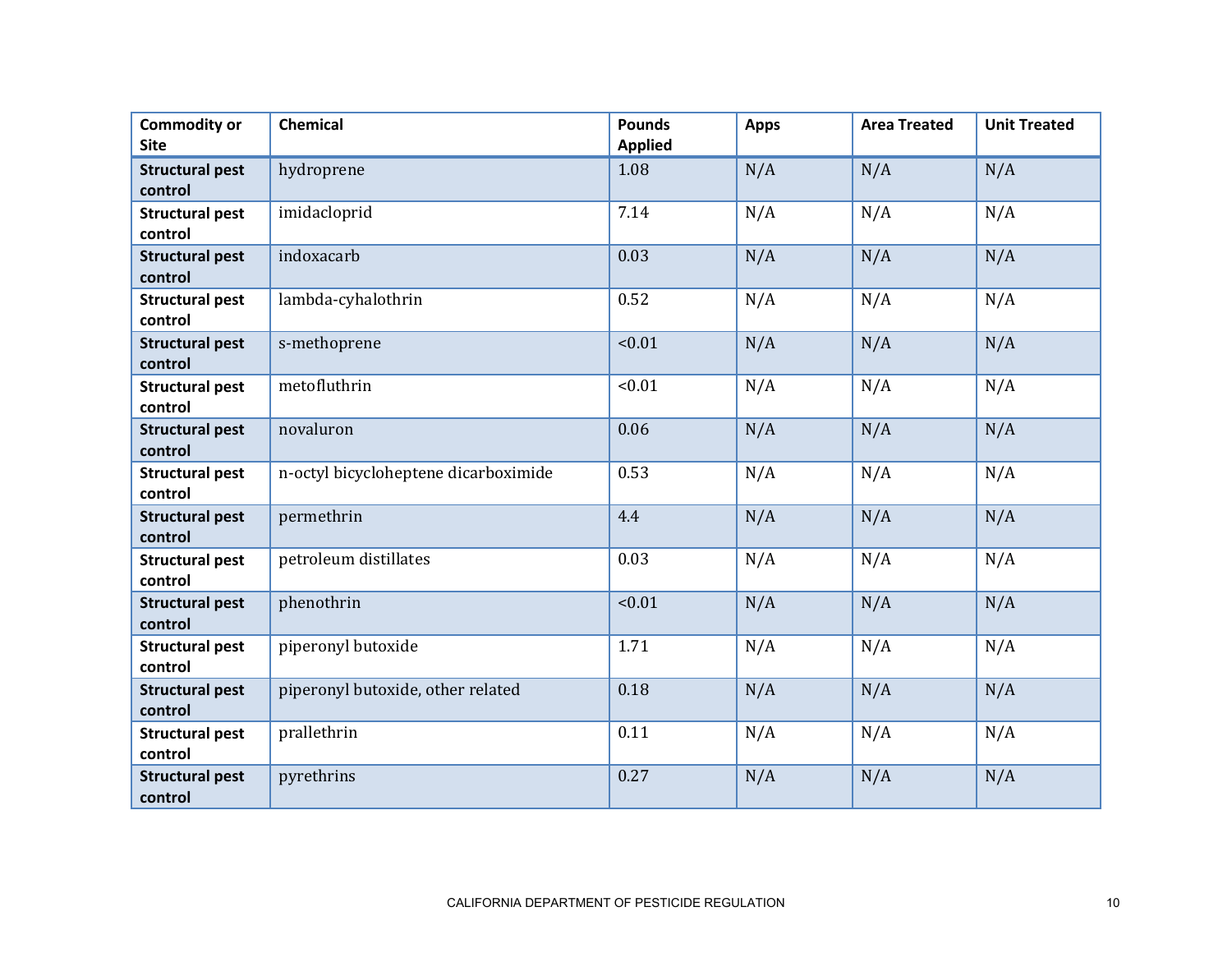| Commodity or Site | Chemical | Pounds Applied | Apps | Area Treated | Unit Treated |
|---|---|---|---|---|---|
| **Structural pest control** | hydroprene | 1.08 | N/A | N/A | N/A |
| **Structural pest control** | imidacloprid | 7.14 | N/A | N/A | N/A |
| **Structural pest control** | indoxacarb | 0.03 | N/A | N/A | N/A |
| **Structural pest control** | lambda-cyhalothrin | 0.52 | N/A | N/A | N/A |
| **Structural pest control** | s-methoprene | <0.01 | N/A | N/A | N/A |
| **Structural pest control** | metofluthrin | <0.01 | N/A | N/A | N/A |
| **Structural pest control** | novaluron | 0.06 | N/A | N/A | N/A |
| **Structural pest control** | n-octyl bicycloheptene dicarboximide | 0.53 | N/A | N/A | N/A |
| **Structural pest control** | permethrin | 4.4 | N/A | N/A | N/A |
| **Structural pest control** | petroleum distillates | 0.03 | N/A | N/A | N/A |
| **Structural pest control** | phenothrin | <0.01 | N/A | N/A | N/A |
| **Structural pest control** | piperonyl butoxide | 1.71 | N/A | N/A | N/A |
| **Structural pest control** | piperonyl butoxide, other related | 0.18 | N/A | N/A | N/A |
| **Structural pest control** | prallethrin | 0.11 | N/A | N/A | N/A |
| **Structural pest control** | pyrethrins | 0.27 | N/A | N/A | N/A |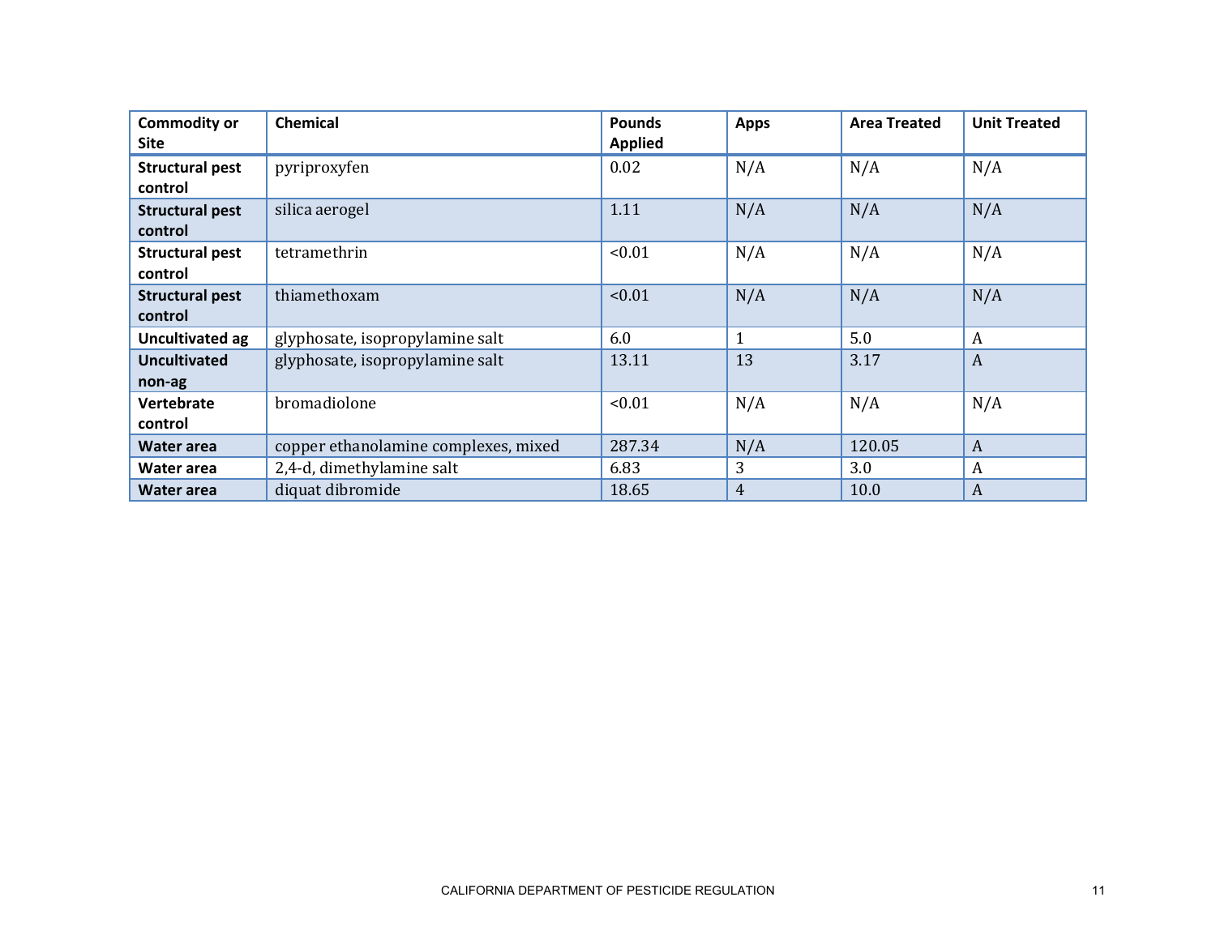| Commodity or Site | Chemical | Pounds Applied | Apps | Area Treated | Unit Treated |
|---|---|---|---|---|---|
| **Structural pest control** | pyriproxyfen | 0.02 | N/A | N/A | N/A |
| **Structural pest control** | silica aerogel | 1.11 | N/A | N/A | N/A |
| **Structural pest control** | tetramethrin | <0.01 | N/A | N/A | N/A |
| **Structural pest control** | thiamethoxam | <0.01 | N/A | N/A | N/A |
| **Uncultivated ag** | glyphosate, isopropylamine salt | 6.0 | 1 | 5.0 | A |
| **Uncultivated non-ag** | glyphosate, isopropylamine salt | 13.11 | 13 | 3.17 | A |
| **Vertebrate control** | bromadiolone | <0.01 | N/A | N/A | N/A |
| **Water area** | copper ethanolamine complexes, mixed | 287.34 | N/A | 120.05 | A |
| **Water area** | 2,4-d, dimethylamine salt | 6.83 | 3 | 3.0 | A |
| **Water area** | diquat dibromide | 18.65 | 4 | 10.0 | A |